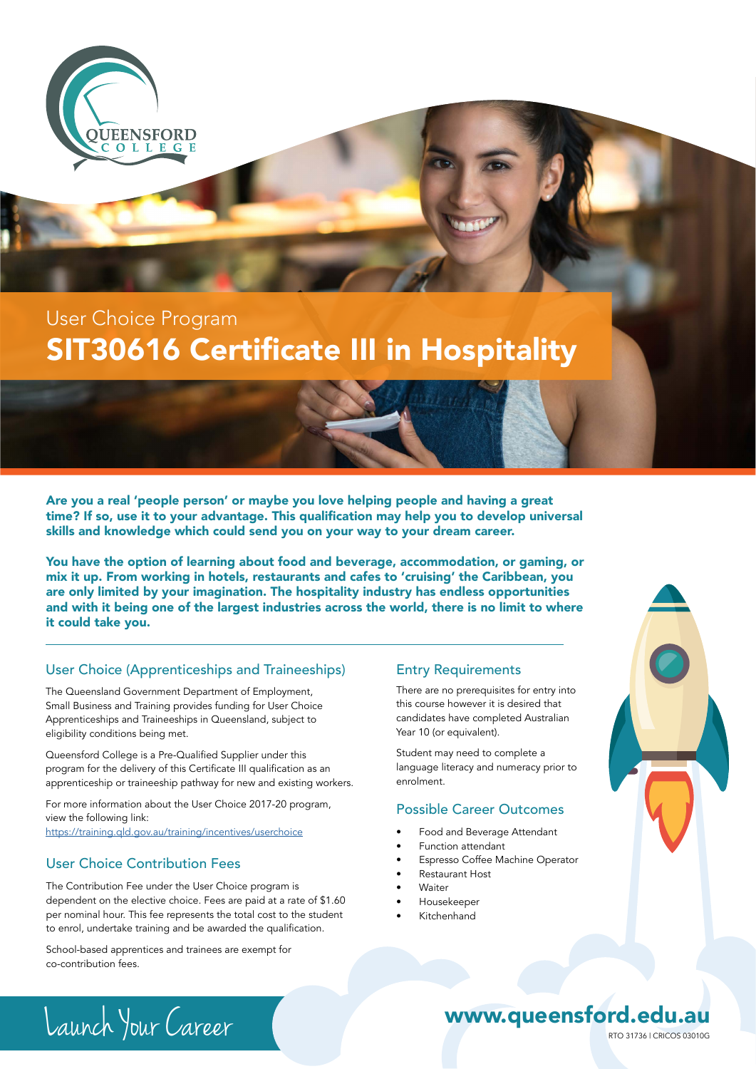QUEENSFORD COLLEGE

User Choice Program

# SIT30616 Certificate III in Hospitality

**Are you a real 'people person' or maybe you love helping people and having a great time? If so, use it to your advantage. This qualification may help you to develop universal skills and knowledge which could send you on your way to your dream career.**

**You have the option of learning about food and beverage, accommodation, or gaming, or mix it up. From working in hotels, restaurants and cafes to 'cruising' the Caribbean, you are only limited by your imagination. The hospitality industry has endless opportunities and with it being one of the largest industries across the world, there is no limit to where it could take you.**

## User Choice (Apprenticeships and Traineeships)

The Queensland Government Department of Employment, Small Business and Training provides funding for User Choice Apprenticeships and Traineeships in Queensland, subject to eligibility conditions being met.

Queensford College is a Pre-Qualified Supplier under this program for the delivery of this Certificate III qualification as an apprenticeship or traineeship pathway for new and existing workers.

For more information about the User Choice 2017-20 program, view the following link:
https://training.qld.gov.au/training/incentives/userchoice

## User Choice Contribution Fees

The Contribution Fee under the User Choice program is dependent on the elective choice. Fees are paid at a rate of $1.60 per nominal hour. This fee represents the total cost to the student to enrol, undertake training and be awarded the qualification.

School-based apprentices and trainees are exempt for co-contribution fees.

## Entry Requirements

There are no prerequisites for entry into this course however it is desired that candidates have completed Australian Year 10 (or equivalent).

Student may need to complete a language literacy and numeracy prior to enrolment.

## Possible Career Outcomes

- Food and Beverage Attendant
- Function attendant
- Espresso Coffee Machine Operator
- Restaurant Host
- Waiter
- Housekeeper
- Kitchenhand

Launch Your Career

**www.queensford.edu.au**

RTO 31736 I CRICOS 03010G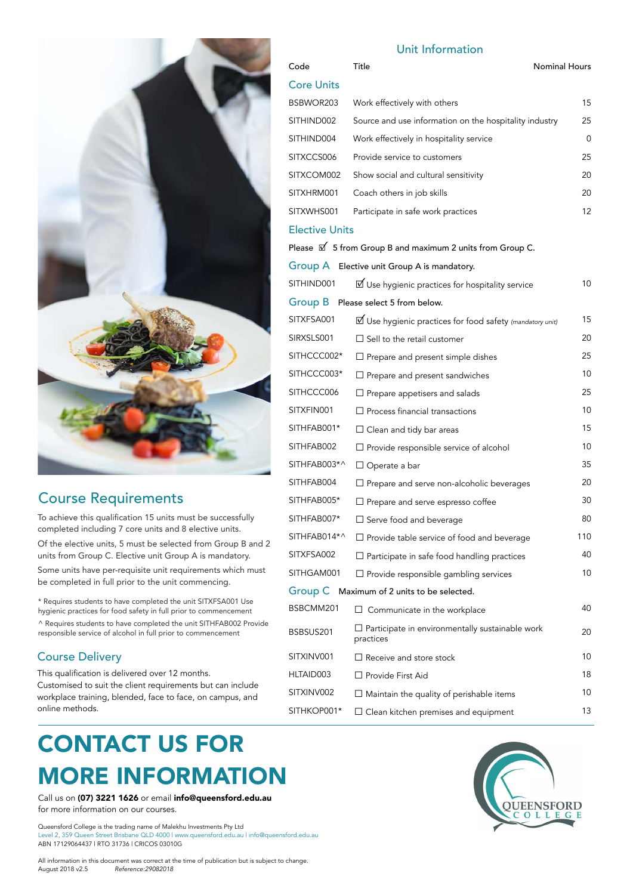## Course Requirements

To achieve this qualification 15 units must be successfully completed including 7 core units and 8 elective units.

Of the elective units, 5 must be selected from Group B and 2 units from Group C. Elective unit Group A is mandatory.

Some units have per-requisite unit requirements which must be completed in full prior to the unit commencing.

* Requires students to have completed the unit SITXFSA001 Use hygienic practices for food safety in full prior to commencement

^ Requires students to have completed the unit SITHFAB002 Provide responsible service of alcohol in full prior to commencement

## Course Delivery

This qualification is delivered over 12 months.
Customised to suit the client requirements but can include workplace training, blended, face to face, on campus, and online methods.

## Unit Information

| Code | Title | Nominal Hours |
|---|---|---|
| **Core Units** | | |
| BSBWOR203 | Work effectively with others | 15 |
| SITHIND002 | Source and use information on the hospitality industry | 25 |
| SITHIND004 | Work effectively in hospitality service | 0 |
| SITXCCS006 | Provide service to customers | 25 |
| SITXCOM002 | Show social and cultural sensitivity | 20 |
| SITXHRM001 | Coach others in job skills | 20 |
| SITXWHS001 | Participate in safe work practices | 12 |
| **Elective Units** | | |
| Please ☑ 5 from Group B and maximum 2 units from Group C. | | |
| **Group A** | Elective unit Group A is mandatory. | |
| SITHIND001 | ☑ Use hygienic practices for hospitality service | 10 |
| **Group B** | Please select 5 from below. | |
| SITXFSA001 | ☑ Use hygienic practices for food safety *(mandatory unit)* | 15 |
| SIRXSLS001 | ☐ Sell to the retail customer | 20 |
| SITHCCC002* | ☐ Prepare and present simple dishes | 25 |
| SITHCCC003* | ☐ Prepare and present sandwiches | 10 |
| SITHCCC006 | ☐ Prepare appetisers and salads | 25 |
| SITXFIN001 | ☐ Process financial transactions | 10 |
| SITHFAB001* | ☐ Clean and tidy bar areas | 15 |
| SITHFAB002 | ☐ Provide responsible service of alcohol | 10 |
| SITHFAB003*^ | ☐ Operate a bar | 35 |
| SITHFAB004 | ☐ Prepare and serve non-alcoholic beverages | 20 |
| SITHFAB005* | ☐ Prepare and serve espresso coffee | 30 |
| SITHFAB007* | ☐ Serve food and beverage | 80 |
| SITHFAB014*^ | ☐ Provide table service of food and beverage | 110 |
| SITXFSA002 | ☐ Participate in safe food handling practices | 40 |
| SITHGAM001 | ☐ Provide responsible gambling services | 10 |
| **Group C** | Maximum of 2 units to be selected. | |
| BSBCMM201 | ☐ Communicate in the workplace | 40 |
| BSBSUS201 | ☐ Participate in environmentally sustainable work practices | 20 |
| SITXINV001 | ☐ Receive and store stock | 10 |
| HLTAID003 | ☐ Provide First Aid | 18 |
| SITXINV002 | ☐ Maintain the quality of perishable items | 10 |
| SITHKOP001* | ☐ Clean kitchen premises and equipment | 13 |

# CONTACT US FOR MORE INFORMATION

Call us on **(07) 3221 1626** or email **info@queensford.edu.au** for more information on our courses.

QUEENSFORD COLLEGE

Queensford College is the trading name of Malekhu Investments Pty Ltd
Level 2, 359 Queen Street Brisbane QLD 4000 I www.queensford.edu.au I info@queensford.edu.au
ABN 17129064437 I RTO 31736 I CRICOS 03010G

All information in this document was correct at the time of publication but is subject to change.
August 2018 v2.5 *Reference:29082018*